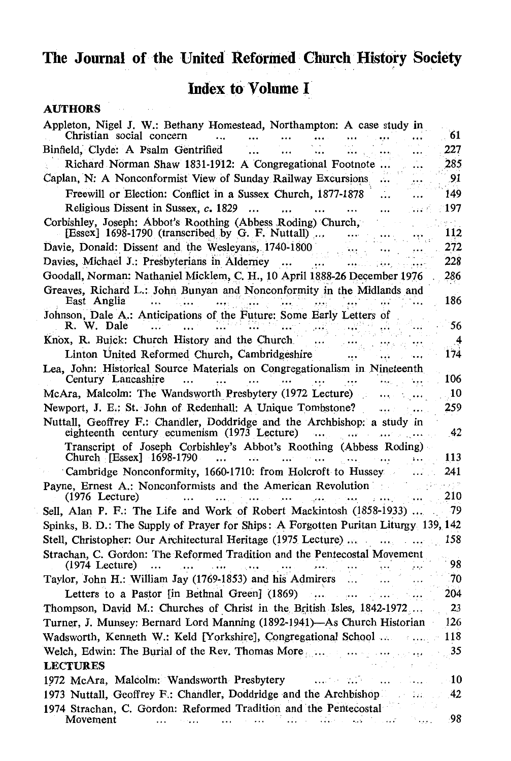# The Journal of the United Reformed Church History Society

## Index to Volume I

### AUTHORS

Appleton, Nigel J. W.: Bethany Homestead, Northampton: A case study in Christian social concern ... 61

Binfield, Clyde: A Psalm Gentrified ... 227

Richard Norman Shaw 1831-1912: A Congregational Footnote ... 285

Caplan, N: A Nonconformist View of Sunday Railway Excursions ... 91

Freewill or Election: Conflict in a Sussex Church, 1877-1878 ... 149

Religious Dissent in Sussex, *c.* 1829 ... 197

Corbishley, Joseph: Abbot's Roothing (Abbess Roding) Church, [Essex] 1698-1790 (transcribed by G. F. Nuttall) ... 112

Davie, Donald: Dissent and the Wesleyans, 1740-1800 ... 272

Davies, Michael J.: Presbyterians in Alderney ... 228

Goodall, Norman: Nathaniel Micklem, C. H., 10 April 1888-26 December 1976 ... 286

Greaves, Richard L.: John Bunyan and Nonconformity in the Midlands and East Anglia ... 186

Johnson, Dale A.: Anticipations of the Future: Some Early Letters of R. W. Dale ... 56

Knox, R. Buick: Church History and the Church ... 4

Linton United Reformed Church, Cambridgeshire ... 174

Lea, John: Historical Source Materials on Congregationalism in Nineteenth Century Lancashire ... 106

McAra, Malcolm: The Wandsworth Presbytery (1972 Lecture) ... 10

Newport, J. E.: St. John of Redenhall: A Unique Tombstone? ... 259

Nuttall, Geoffrey F.: Chandler, Doddridge and the Archbishop: a study in eighteenth century ecumenism (1973 Lecture) ... 42

Transcript of Joseph Corbishley's Abbot's Roothing (Abbess Roding) Church [Essex] 1698-1790 ... 113

Cambridge Nonconformity, 1660-1710: from Holcroft to Hussey ... 241

Payne, Ernest A.: Nonconformists and the American Revolution (1976 Lecture) ... 210

Sell, Alan P. F.: The Life and Work of Robert Mackintosh (1858-1933) ... 79

Spinks, B. D.: The Supply of Prayer for Ships: A Forgotten Puritan Liturgy 139, 142

Stell, Christopher: Our Architectural Heritage (1975 Lecture) ... 158

Strachan, C. Gordon: The Reformed Tradition and the Pentecostal Movement (1974 Lecture) ... 98

Taylor, John H.: William Jay (1769-1853) and his Admirers ... 70

Letters to a Pastor [in Bethnal Green] (1869) ... 204

Thompson, David M.: Churches of Christ in the British Isles, 1842-1972 ... 23

Turner, J. Munsey: Bernard Lord Manning (1892-1941)—As Church Historian 126

Wadsworth, Kenneth W.: Keld [Yorkshire], Congregational School ... 118

Welch, Edwin: The Burial of the Rev. Thomas More ... 35

### LECTURES

1972 McAra, Malcolm: Wandsworth Presbytery ... 10

1973 Nuttall, Geoffrey F.: Chandler, Doddridge and the Archbishop ... 42

1974 Strachan, C. Gordon: Reformed Tradition and the Pentecostal Movement ... 98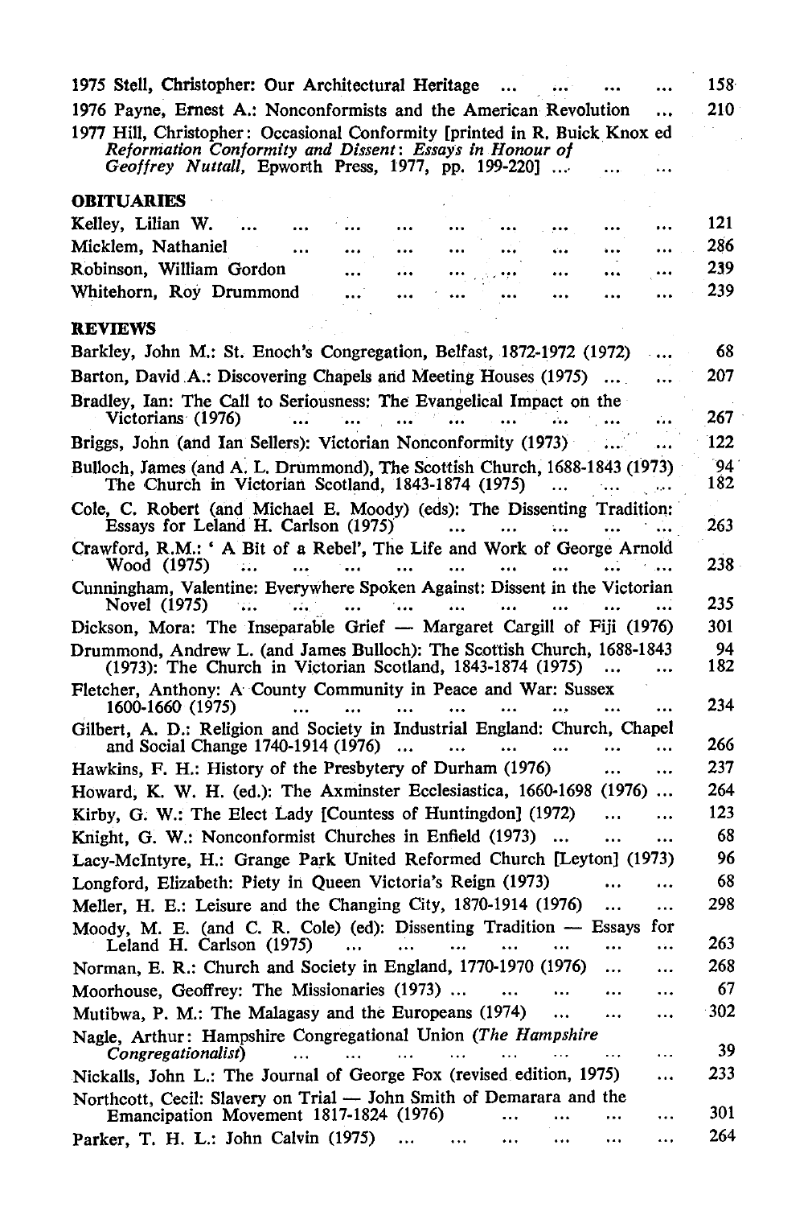1975 Stell, Christopher: Our Architectural Heritage ... ... ... ... 158

1976 Payne, Ernest A.: Nonconformists and the American Revolution ... 210

1977 Hill, Christopher: Occasional Conformity [printed in R. Buick Knox ed *Reformation Conformity and Dissent: Essays in Honour of Geoffrey Nuttall,* Epworth Press, 1977, pp. 199-220] ... ... ...

**OBITUARIES**

Kelley, Lilian W. ... ... ... ... ... ... ... ... ... ... 121

Micklem, Nathaniel ... ... ... ... ... ... ... ... ... 286

Robinson, William Gordon ... ... ... ... ... ... ... 239

Whitehorn, Roy Drummond ... ... ... ... ... ... ... 239

**REVIEWS**

Barkley, John M.: St. Enoch's Congregation, Belfast, 1872-1972 (1972) ... 68

Barton, David A.: Discovering Chapels and Meeting Houses (1975) ... ... 207

Bradley, Ian: The Call to Seriousness: The Evangelical Impact on the Victorians (1976) ... ... ... ... ... ... ... ... 267

Briggs, John (and Ian Sellers): Victorian Nonconformity (1973) ... ... 122

Bulloch, James (and A. L. Drummond), The Scottish Church, 1688-1843 (1973) 94
The Church in Victorian Scotland, 1843-1874 (1975) ... ... ... 182

Cole, C. Robert (and Michael E. Moody) (eds): The Dissenting Tradition: Essays for Leland H. Carlson (1975) ... ... ... ... ... 263

Crawford, R.M.: ' A Bit of a Rebel', The Life and Work of George Arnold Wood (1975) ... ... ... ... ... ... ... ... ... 238

Cunningham, Valentine: Everywhere Spoken Against: Dissent in the Victorian Novel (1975) ... ... ... ... ... ... ... ... ... 235

Dickson, Mora: The Inseparable Grief — Margaret Cargill of Fiji (1976) 301

Drummond, Andrew L. (and James Bulloch): The Scottish Church, 1688-1843 (1973): The Church in Victorian Scotland, 1843-1874 (1975) ... ... 94
182

Fletcher, Anthony: A County Community in Peace and War: Sussex 1600-1660 (1975) ... ... ... ... ... ... ... ... ... 234

Gilbert, A. D.: Religion and Society in Industrial England: Church, Chapel and Social Change 1740-1914 (1976) ... ... ... ... ... 266

Hawkins, F. H.: History of the Presbytery of Durham (1976) ... ... 237

Howard, K. W. H. (ed.): The Axminster Ecclesiastica, 1660-1698 (1976) ... 264

Kirby, G. W.: The Elect Lady [Countess of Huntingdon] (1972) ... ... 123

Knight, G. W.: Nonconformist Churches in Enfield (1973) ... ... ... 68

Lacy-McIntyre, H.: Grange Park United Reformed Church [Leyton] (1973) 96

Longford, Elizabeth: Piety in Queen Victoria's Reign (1973) ... ... 68

Meller, H. E.: Leisure and the Changing City, 1870-1914 (1976) ... ... 298

Moody, M. E. (and C. R. Cole) (ed): Dissenting Tradition — Essays for Leland H. Carlson (1975) ... ... ... ... ... ... ... 263

Norman, E. R.: Church and Society in England, 1770-1970 (1976) ... ... 268

Moorhouse, Geoffrey: The Missionaries (1973) ... ... ... ... ... 67

Mutibwa, P. M.: The Malagasy and the Europeans (1974) ... ... ... 302

Nagle, Arthur: Hampshire Congregational Union (*The Hampshire Congregationalist*) ... ... ... ... ... ... ... ... ... 39

Nickalls, John L.: The Journal of George Fox (revised edition, 1975) ... 233

Northcott, Cecil: Slavery on Trial — John Smith of Demarara and the Emancipation Movement 1817-1824 (1976) ... ... ... ... 301

Parker, T. H. L.: John Calvin (1975) ... ... ... ... ... ... 264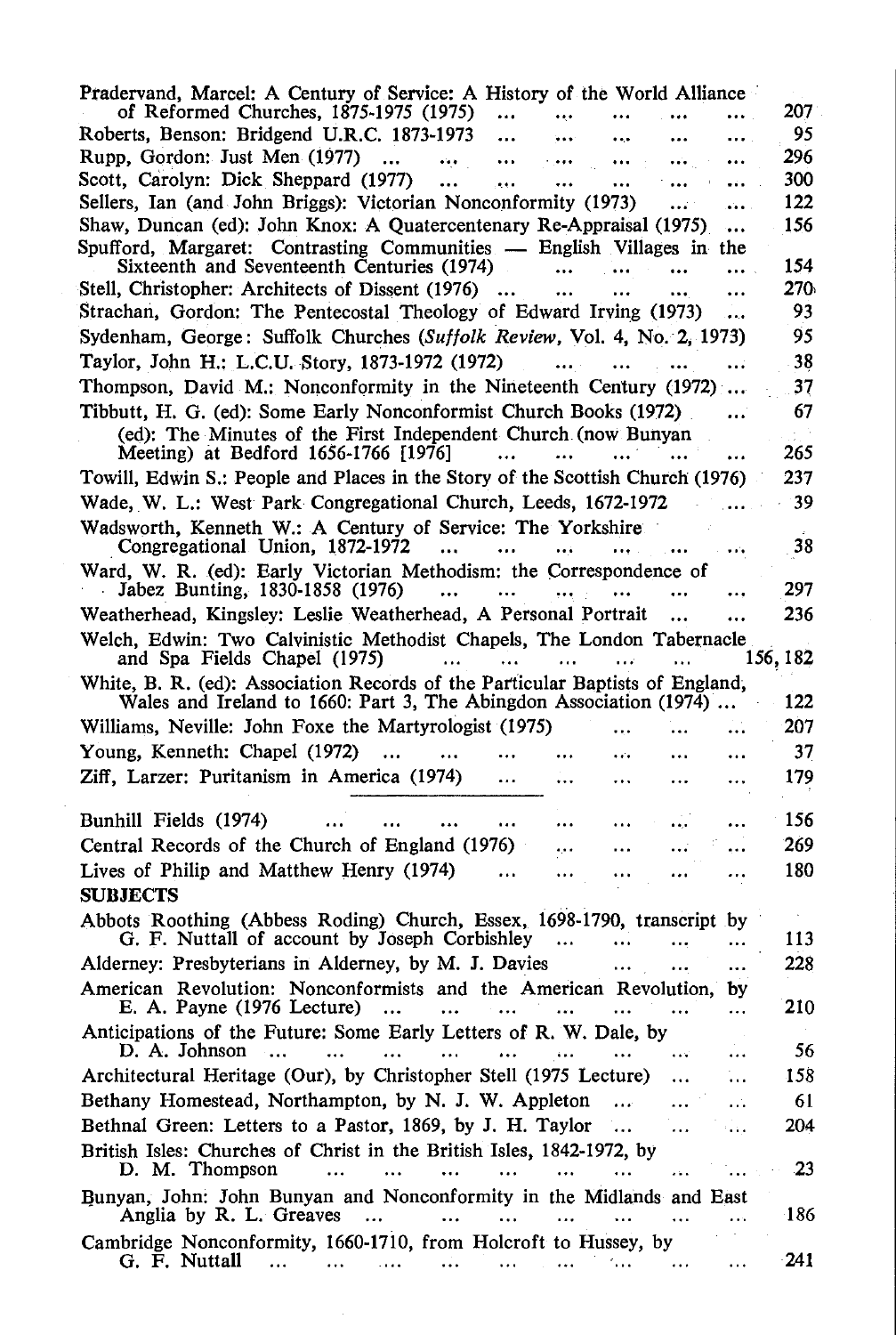Pradervand, Marcel: A Century of Service: A History of the World Alliance of Reformed Churches, 1875-1975 (1975) ... 207

Roberts, Benson: Bridgend U.R.C. 1873-1973 ... 95

Rupp, Gordon: Just Men (1977) ... 296

Scott, Carolyn: Dick Sheppard (1977) ... 300

Sellers, Ian (and John Briggs): Victorian Nonconformity (1973) ... 122

Shaw, Duncan (ed): John Knox: A Quatercentenary Re-Appraisal (1975) ... 156

Spufford, Margaret: Contrasting Communities — English Villages in the Sixteenth and Seventeenth Centuries (1974) ... 154

Stell, Christopher: Architects of Dissent (1976) ... 270

Strachan, Gordon: The Pentecostal Theology of Edward Irving (1973) ... 93

Sydenham, George: Suffolk Churches (*Suffolk Review*, Vol. 4, No. 2, 1973) 95

Taylor, John H.: L.C.U. Story, 1873-1972 (1972) ... 38

Thompson, David M.: Nonconformity in the Nineteenth Century (1972) ... 37

Tibbutt, H. G. (ed): Some Early Nonconformist Church Books (1972) ... 67

(ed): The Minutes of the First Independent Church (now Bunyan Meeting) at Bedford 1656-1766 [1976] ... 265

Towill, Edwin S.: People and Places in the Story of the Scottish Church (1976) 237

Wade, W. L.: West Park Congregational Church, Leeds, 1672-1972 ... 39

Wadsworth, Kenneth W.: A Century of Service: The Yorkshire Congregational Union, 1872-1972 ... 38

Ward, W. R. (ed): Early Victorian Methodism: the Correspondence of Jabez Bunting, 1830-1858 (1976) ... 297

Weatherhead, Kingsley: Leslie Weatherhead, A Personal Portrait ... 236

Welch, Edwin: Two Calvinistic Methodist Chapels, The London Tabernacle and Spa Fields Chapel (1975) ... 156, 182

White, B. R. (ed): Association Records of the Particular Baptists of England, Wales and Ireland to 1660: Part 3, The Abingdon Association (1974) ... 122

Williams, Neville: John Foxe the Martyrologist (1975) ... 207

Young, Kenneth: Chapel (1972) ... 37

Ziff, Larzer: Puritanism in America (1974) ... 179

---

Bunhill Fields (1974) ... 156

Central Records of the Church of England (1976) ... 269

Lives of Philip and Matthew Henry (1974) ... 180

**SUBJECTS**

Abbots Roothing (Abbess Roding) Church, Essex, 1698-1790, transcript by G. F. Nuttall of account by Joseph Corbishley ... 113

Alderney: Presbyterians in Alderney, by M. J. Davies ... 228

American Revolution: Nonconformists and the American Revolution, by E. A. Payne (1976 Lecture) ... 210

Anticipations of the Future: Some Early Letters of R. W. Dale, by D. A. Johnson ... 56

Architectural Heritage (Our), by Christopher Stell (1975 Lecture) ... 158

Bethany Homestead, Northampton, by N. J. W. Appleton ... 61

Bethnal Green: Letters to a Pastor, 1869, by J. H. Taylor ... 204

British Isles: Churches of Christ in the British Isles, 1842-1972, by D. M. Thompson ... 23

Bunyan, John: John Bunyan and Nonconformity in the Midlands and East Anglia by R. L. Greaves ... 186

Cambridge Nonconformity, 1660-1710, from Holcroft to Hussey, by G. F. Nuttall ... 241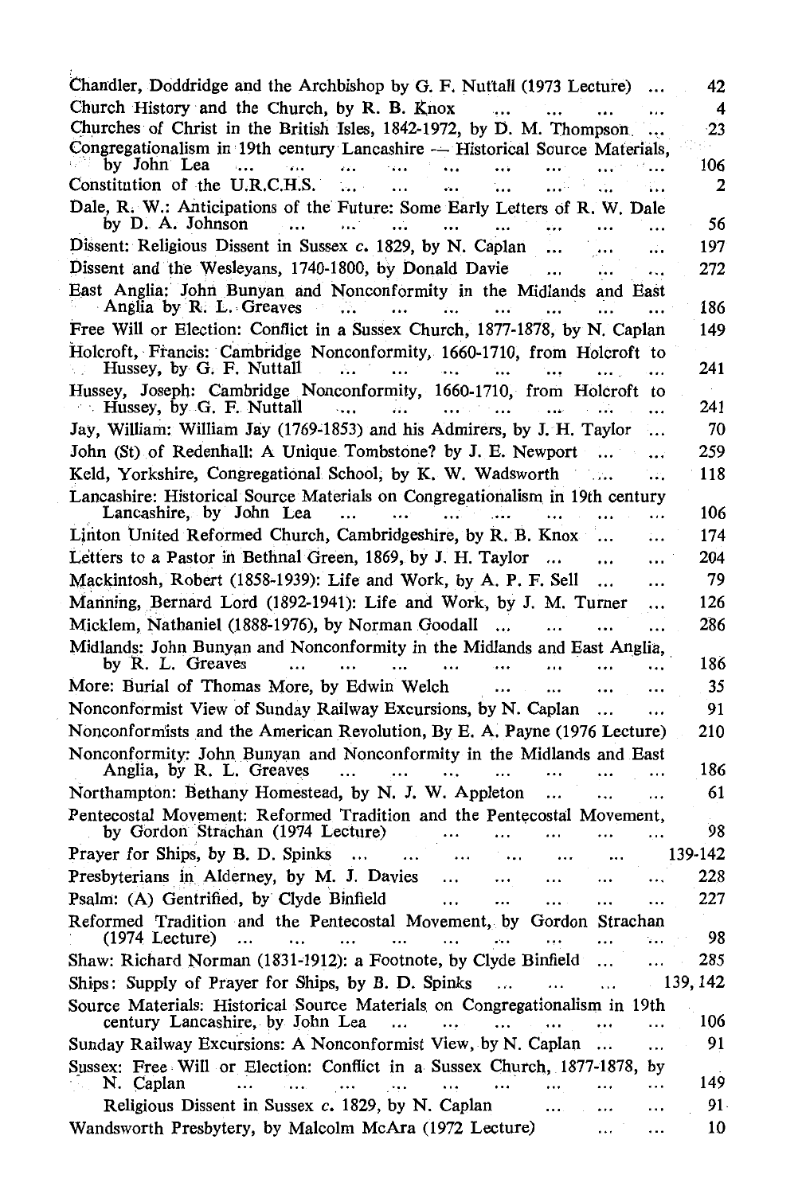Chandler, Doddridge and the Archbishop by G. F. Nuttall (1973 Lecture) ... 42

Church History and the Church, by R. B. Knox ... 4

Churches of Christ in the British Isles, 1842-1972, by D. M. Thompson ... 23

Congregationalism in 19th century Lancashire — Historical Source Materials, by John Lea ... 106

Constitution of the U.R.C.H.S. ... 2

Dale, R. W.: Anticipations of the Future: Some Early Letters of R. W. Dale by D. A. Johnson ... 56

Dissent: Religious Dissent in Sussex *c.* 1829, by N. Caplan ... 197

Dissent and the Wesleyans, 1740-1800, by Donald Davie ... 272

East Anglia: John Bunyan and Nonconformity in the Midlands and East Anglia by R. L. Greaves ... 186

Free Will or Election: Conflict in a Sussex Church, 1877-1878, by N. Caplan 149

Holcroft, Francis: Cambridge Nonconformity, 1660-1710, from Holcroft to Hussey, by G. F. Nuttall ... 241

Hussey, Joseph: Cambridge Nonconformity, 1660-1710, from Holcroft to Hussey, by G. F. Nuttall ... 241

Jay, William: William Jay (1769-1853) and his Admirers, by J. H. Taylor ... 70

John (St) of Redenhall: A Unique Tombstone? by J. E. Newport ... 259

Keld, Yorkshire, Congregational School, by K. W. Wadsworth ... 118

Lancashire: Historical Source Materials on Congregationalism in 19th century Lancashire, by John Lea ... 106

Linton United Reformed Church, Cambridgeshire, by R. B. Knox ... 174

Letters to a Pastor in Bethnal Green, 1869, by J. H. Taylor ... 204

Mackintosh, Robert (1858-1939): Life and Work, by A. P. F. Sell ... 79

Manning, Bernard Lord (1892-1941): Life and Work, by J. M. Turner ... 126

Micklem, Nathaniel (1888-1976), by Norman Goodall ... 286

Midlands: John Bunyan and Nonconformity in the Midlands and East Anglia, by R. L. Greaves ... 186

More: Burial of Thomas More, by Edwin Welch ... 35

Nonconformist View of Sunday Railway Excursions, by N. Caplan ... 91

Nonconformists and the American Revolution, By E. A. Payne (1976 Lecture) 210

Nonconformity: John Bunyan and Nonconformity in the Midlands and East Anglia, by R. L. Greaves ... 186

Northampton: Bethany Homestead, by N. J. W. Appleton ... 61

Pentecostal Movement: Reformed Tradition and the Pentecostal Movement, by Gordon Strachan (1974 Lecture) ... 98

Prayer for Ships, by B. D. Spinks ... 139-142

Presbyterians in Alderney, by M. J. Davies ... 228

Psalm: (A) Gentrified, by Clyde Binfield ... 227

Reformed Tradition and the Pentecostal Movement, by Gordon Strachan (1974 Lecture) ... 98

Shaw: Richard Norman (1831-1912): a Footnote, by Clyde Binfield ... 285

Ships: Supply of Prayer for Ships, by B. D. Spinks ... 139, 142

Source Materials: Historical Source Materials on Congregationalism in 19th century Lancashire, by John Lea ... 106

Sunday Railway Excursions: A Nonconformist View, by N. Caplan ... 91

Sussex: Free Will or Election: Conflict in a Sussex Church, 1877-1878, by N. Caplan ... 149

Religious Dissent in Sussex *c.* 1829, by N. Caplan ... 91

Wandsworth Presbytery, by Malcolm McAra (1972 Lecture) ... 10